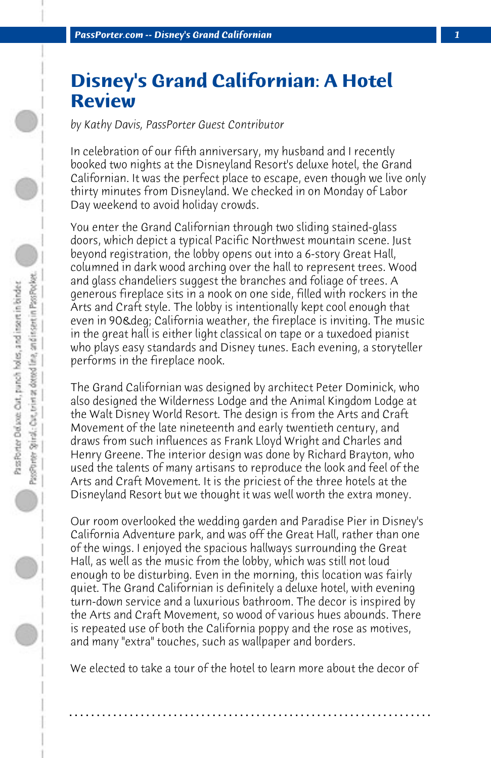# Disney's Grand Californian: A Hotel Review

*by Kathy Davis, PassPorter Guest Contributor*

In celebration of our fifth anniversary, my husband and I recently booked two nights at the Disneyland Resort's deluxe hotel, the Grand Californian. It was the perfect place to escape, even though we live only thirty minutes from Disneyland. We checked in on Monday of Labor Day weekend to avoid holiday crowds.

You enter the Grand Californian through two sliding stained-glass doors, which depict a typical Pacific Northwest mountain scene. Just beyond registration, the lobby opens out into a 6-story Great Hall, columned in dark wood arching over the hall to represent trees. Wood and glass chandeliers suggest the branches and foliage of trees. A generous fireplace sits in a nook on one side, filled with rockers in the Arts and Craft style. The lobby is intentionally kept cool enough that even in 90&deg; California weather, the fireplace is inviting. The music in the great hall is either light classical on tape or a tuxedoed pianist who plays easy standards and Disney tunes. Each evening, a storyteller performs in the fireplace nook.

The Grand Californian was designed by architect Peter Dominick, who also designed the Wilderness Lodge and the Animal Kingdom Lodge at the Walt Disney World Resort. The design is from the Arts and Craft Movement of the late nineteenth and early twentieth century, and draws from such influences as Frank Lloyd Wright and Charles and Henry Greene. The interior design was done by Richard Brayton, who used the talents of many artisans to reproduce the look and feel of the Arts and Craft Movement. It is the priciest of the three hotels at the Disneyland Resort but we thought it was well worth the extra money.

Our room overlooked the wedding garden and Paradise Pier in Disney's California Adventure park, and was off the Great Hall, rather than one of the wings. I enjoyed the spacious hallways surrounding the Great Hall, as well as the music from the lobby, which was still not loud enough to be disturbing. Even in the morning, this location was fairly quiet. The Grand Californian is definitely a deluxe hotel, with evening turn-down service and a luxurious bathroom. The decor is inspired by the Arts and Craft Movement, so wood of various hues abounds. There is repeated use of both the California poppy and the rose as motives, and many "extra" touches, such as wallpaper and borders.

We elected to take a tour of the hotel to learn more about the decor of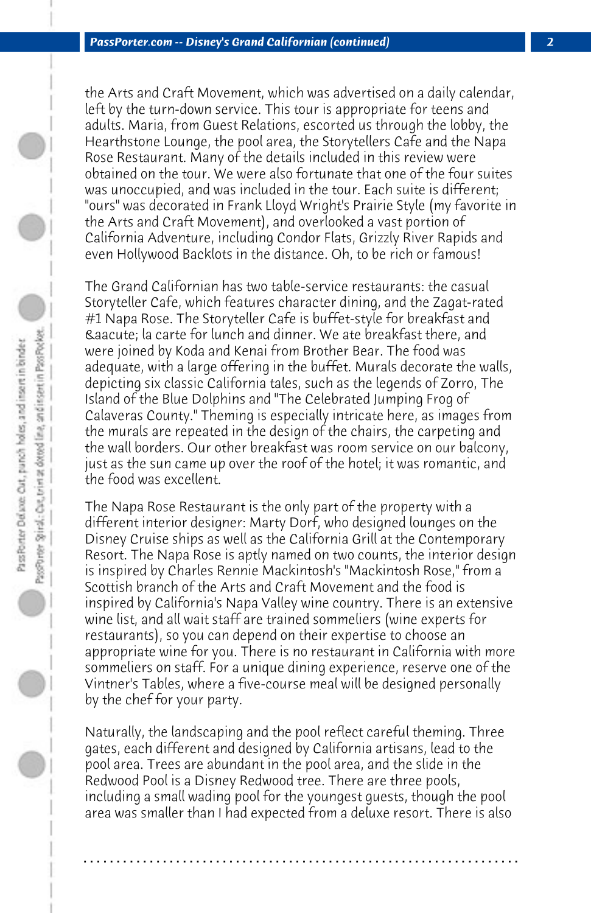the Arts and Craft Movement, which was advertised on a daily calendar, left by the turn-down service. This tour is appropriate for teens and adults. Maria, from Guest Relations, escorted us through the lobby, the Hearthstone Lounge, the pool area, the Storytellers Cafe and the Napa Rose Restaurant. Many of the details included in this review were obtained on the tour. We were also fortunate that one of the four suites was unoccupied, and was included in the tour. Each suite is different; "ours" was decorated in Frank Lloyd Wright's Prairie Style (my favorite in the Arts and Craft Movement), and overlooked a vast portion of California Adventure, including Condor Flats, Grizzly River Rapids and even Hollywood Backlots in the distance. Oh, to be rich or famous!

The Grand Californian has two table-service restaurants: the casual Storyteller Cafe, which features character dining, and the Zagat-rated #1 Napa Rose. The Storyteller Cafe is buffet-style for breakfast and &aacute; la carte for lunch and dinner. We ate breakfast there, and were joined by Koda and Kenai from Brother Bear. The food was adequate, with a large offering in the buffet. Murals decorate the walls, depicting six classic California tales, such as the legends of Zorro, The Island of the Blue Dolphins and "The Celebrated Jumping Frog of Calaveras County." Theming is especially intricate here, as images from the murals are repeated in the design of the chairs, the carpeting and the wall borders. Our other breakfast was room service on our balcony, just as the sun came up over the roof of the hotel; it was romantic, and the food was excellent.

The Napa Rose Restaurant is the only part of the property with a different interior designer: Marty Dorf, who designed lounges on the Disney Cruise ships as well as the California Grill at the Contemporary Resort. The Napa Rose is aptly named on two counts, the interior design is inspired by Charles Rennie Mackintosh's "Mackintosh Rose," from a Scottish branch of the Arts and Craft Movement and the food is inspired by California's Napa Valley wine country. There is an extensive wine list, and all wait staff are trained sommeliers (wine experts for restaurants), so you can depend on their expertise to choose an appropriate wine for you. There is no restaurant in California with more sommeliers on staff. For a unique dining experience, reserve one of the Vintner's Tables, where a five-course meal will be designed personally by the chef for your party.

Naturally, the landscaping and the pool reflect careful theming. Three gates, each different and designed by California artisans, lead to the pool area. Trees are abundant in the pool area, and the slide in the Redwood Pool is a Disney Redwood tree. There are three pools, including a small wading pool for the youngest guests, though the pool area was smaller than I had expected from a deluxe resort. There is also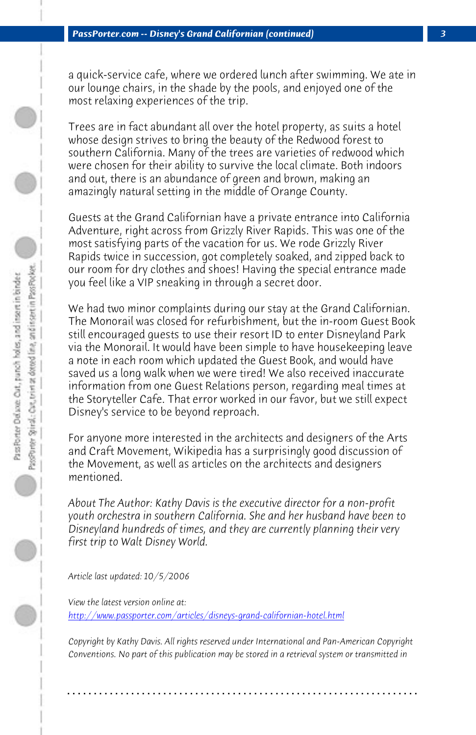a quick-service cafe, where we ordered lunch after swimming. We ate in our lounge chairs, in the shade by the pools, and enjoyed one of the most relaxing experiences of the trip.

Trees are in fact abundant all over the hotel property, as suits a hotel whose design strives to bring the beauty of the Redwood forest to southern California. Many of the trees are varieties of redwood which were chosen for their ability to survive the local climate. Both indoors and out, there is an abundance of green and brown, making an amazingly natural setting in the middle of Orange County.

Guests at the Grand Californian have a private entrance into California Adventure, right across from Grizzly River Rapids. This was one of the most satisfying parts of the vacation for us. We rode Grizzly River Rapids twice in succession, got completely soaked, and zipped back to our room for dry clothes and shoes! Having the special entrance made you feel like a VIP sneaking in through a secret door.

We had two minor complaints during our stay at the Grand Californian. The Monorail was closed for refurbishment, but the in-room Guest Book still encouraged guests to use their resort ID to enter Disneyland Park via the Monorail. It would have been simple to have housekeeping leave a note in each room which updated the Guest Book, and would have saved us a long walk when we were tired! We also received inaccurate information from one Guest Relations person, regarding meal times at the Storyteller Cafe. That error worked in our favor, but we still expect Disney's service to be beyond reproach.

For anyone more interested in the architects and designers of the Arts and Craft Movement, Wikipedia has a surprisingly good discussion of the Movement, as well as articles on the architects and designers mentioned.

*About The Author: Kathy Davis is the executive director for a non-profit youth orchestra in southern California. She and her husband have been to Disneyland hundreds of times, and they are currently planning their very first trip to Walt Disney World.*

*Article last updated: 10/5/2006*

*View the latest version online at:*
*http://www.passporter.com/articles/disneys-grand-californian-hotel.html*

*Copyright by Kathy Davis. All rights reserved under International and Pan-American Copyright Conventions. No part of this publication may be stored in a retrieval system or transmitted in*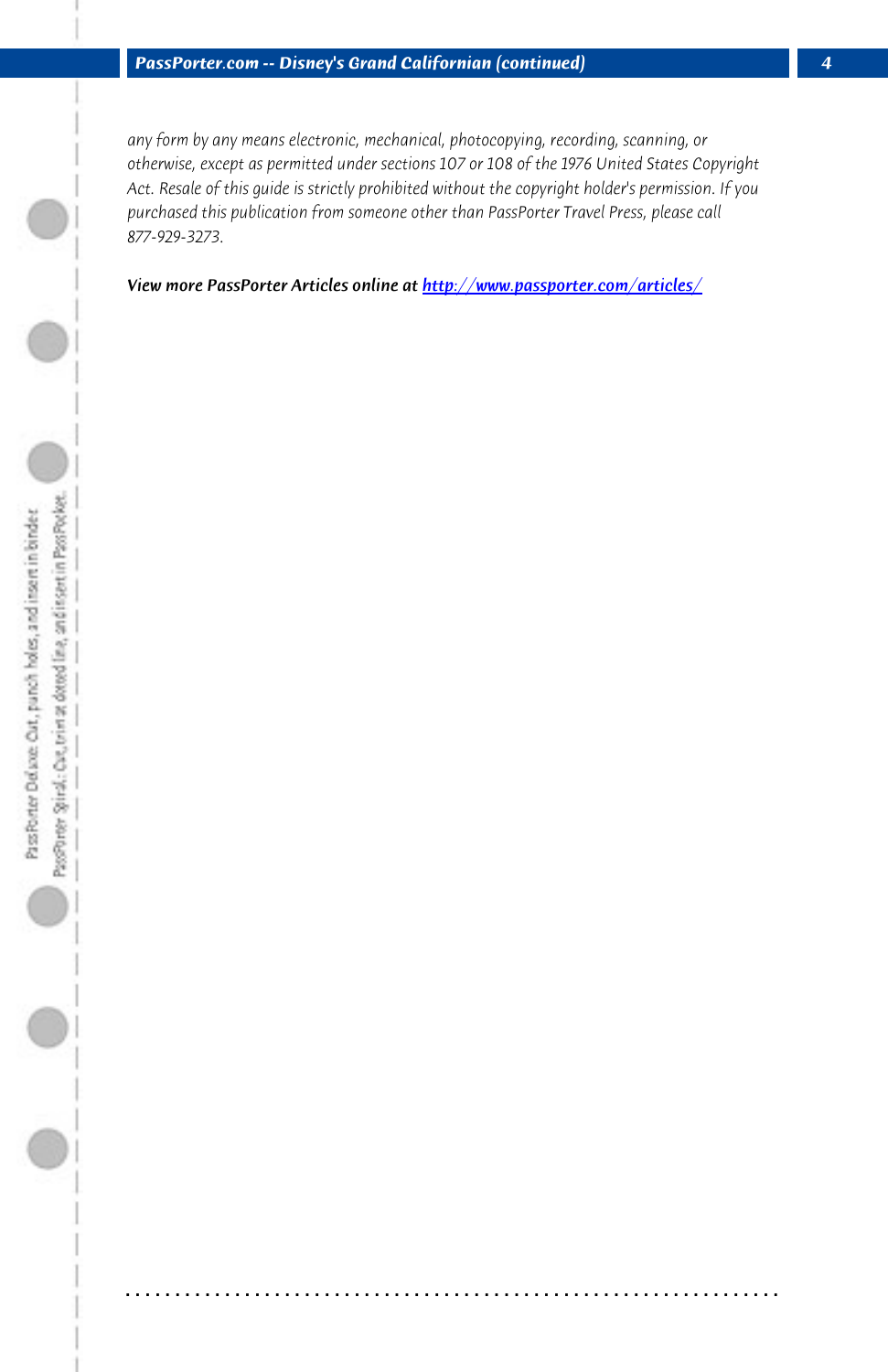*any form by any means electronic, mechanical, photocopying, recording, scanning, or otherwise, except as permitted under sections 107 or 108 of the 1976 United States Copyright Act. Resale of this guide is strictly prohibited without the copyright holder's permission. If you purchased this publication from someone other than PassPorter Travel Press, please call 877-929-3273.*

***View more PassPorter Articles online at [http://www.passporter.com/articles/](http://www.passporter.com/articles/)***